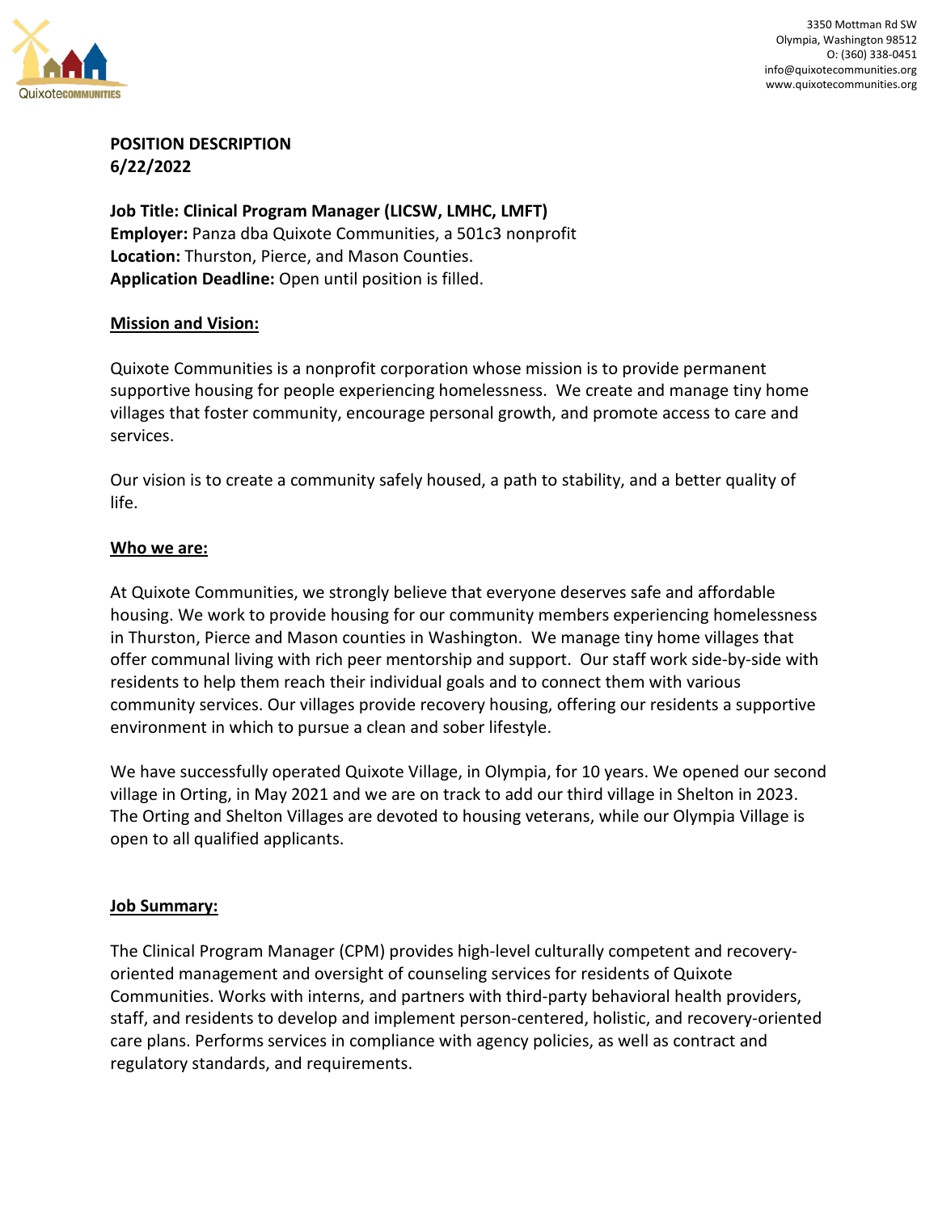3350 Mottman Rd SW
Olympia, Washington 98512
O: (360) 338-0451
info@quixotecommunities.org
www.quixotecommunities.org

**POSITION DESCRIPTION**
**6/22/2022**

**Job Title: Clinical Program Manager (LICSW, LMHC, LMFT)**
**Employer:** Panza dba Quixote Communities, a 501c3 nonprofit
**Location:** Thurston, Pierce, and Mason Counties.
**Application Deadline:** Open until position is filled.

## Mission and Vision:

Quixote Communities is a nonprofit corporation whose mission is to provide permanent supportive housing for people experiencing homelessness. We create and manage tiny home villages that foster community, encourage personal growth, and promote access to care and services.

Our vision is to create a community safely housed, a path to stability, and a better quality of life.

## Who we are:

At Quixote Communities, we strongly believe that everyone deserves safe and affordable housing. We work to provide housing for our community members experiencing homelessness in Thurston, Pierce and Mason counties in Washington. We manage tiny home villages that offer communal living with rich peer mentorship and support. Our staff work side-by-side with residents to help them reach their individual goals and to connect them with various community services. Our villages provide recovery housing, offering our residents a supportive environment in which to pursue a clean and sober lifestyle.

We have successfully operated Quixote Village, in Olympia, for 10 years. We opened our second village in Orting, in May 2021 and we are on track to add our third village in Shelton in 2023. The Orting and Shelton Villages are devoted to housing veterans, while our Olympia Village is open to all qualified applicants.

## Job Summary:

The Clinical Program Manager (CPM) provides high-level culturally competent and recovery-oriented management and oversight of counseling services for residents of Quixote Communities. Works with interns, and partners with third-party behavioral health providers, staff, and residents to develop and implement person-centered, holistic, and recovery-oriented care plans. Performs services in compliance with agency policies, as well as contract and regulatory standards, and requirements.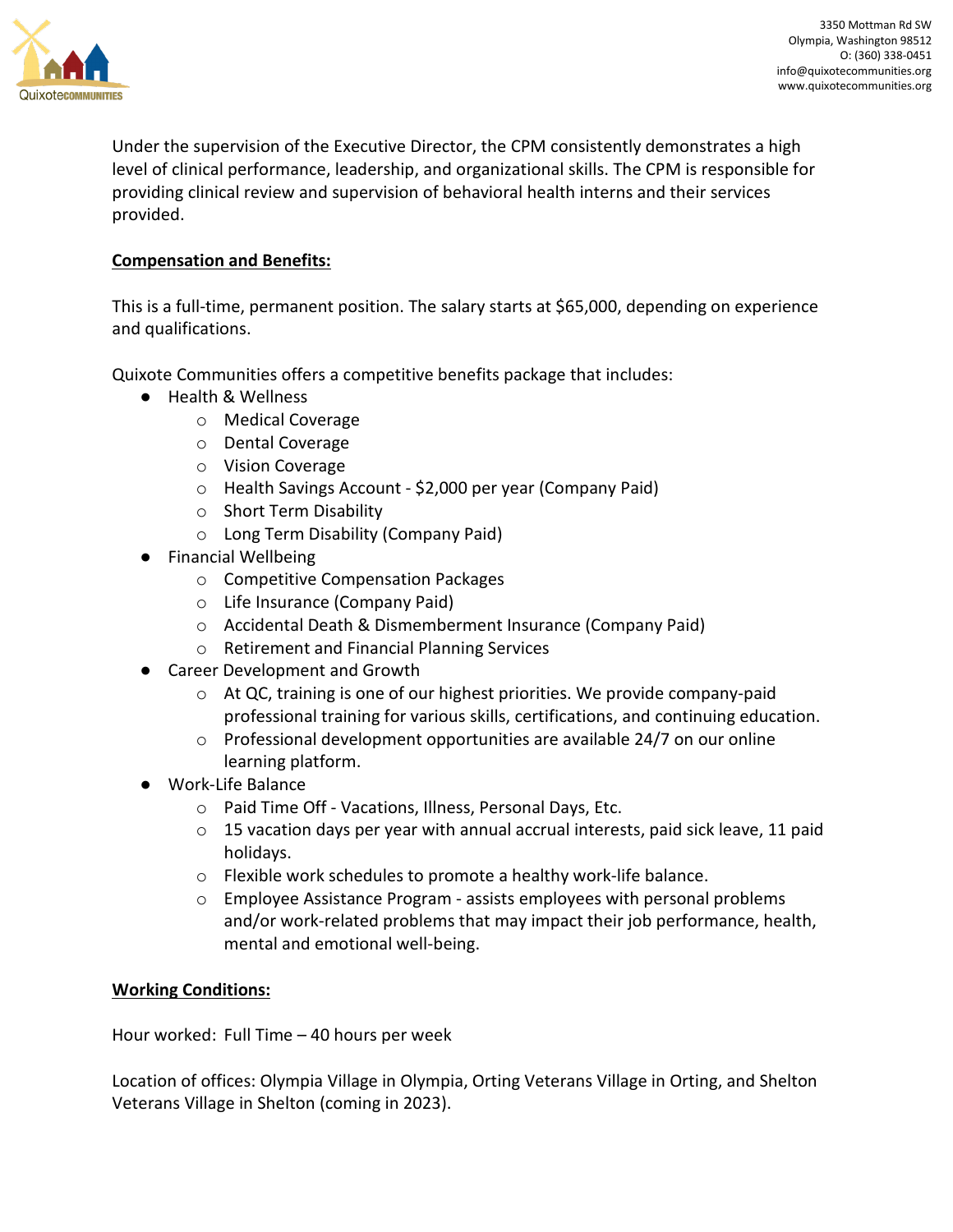Under the supervision of the Executive Director, the CPM consistently demonstrates a high level of clinical performance, leadership, and organizational skills. The CPM is responsible for providing clinical review and supervision of behavioral health interns and their services provided.

**Compensation and Benefits:**

This is a full-time, permanent position. The salary starts at $65,000, depending on experience and qualifications.

Quixote Communities offers a competitive benefits package that includes:

- Health & Wellness
  - Medical Coverage
  - Dental Coverage
  - Vision Coverage
  - Health Savings Account - $2,000 per year (Company Paid)
  - Short Term Disability
  - Long Term Disability (Company Paid)
- Financial Wellbeing
  - Competitive Compensation Packages
  - Life Insurance (Company Paid)
  - Accidental Death & Dismemberment Insurance (Company Paid)
  - Retirement and Financial Planning Services
- Career Development and Growth
  - At QC, training is one of our highest priorities. We provide company-paid professional training for various skills, certifications, and continuing education.
  - Professional development opportunities are available 24/7 on our online learning platform.
- Work-Life Balance
  - Paid Time Off - Vacations, Illness, Personal Days, Etc.
  - 15 vacation days per year with annual accrual interests, paid sick leave, 11 paid holidays.
  - Flexible work schedules to promote a healthy work-life balance.
  - Employee Assistance Program - assists employees with personal problems and/or work-related problems that may impact their job performance, health, mental and emotional well-being.

**Working Conditions:**

Hour worked: Full Time – 40 hours per week

Location of offices: Olympia Village in Olympia, Orting Veterans Village in Orting, and Shelton Veterans Village in Shelton (coming in 2023).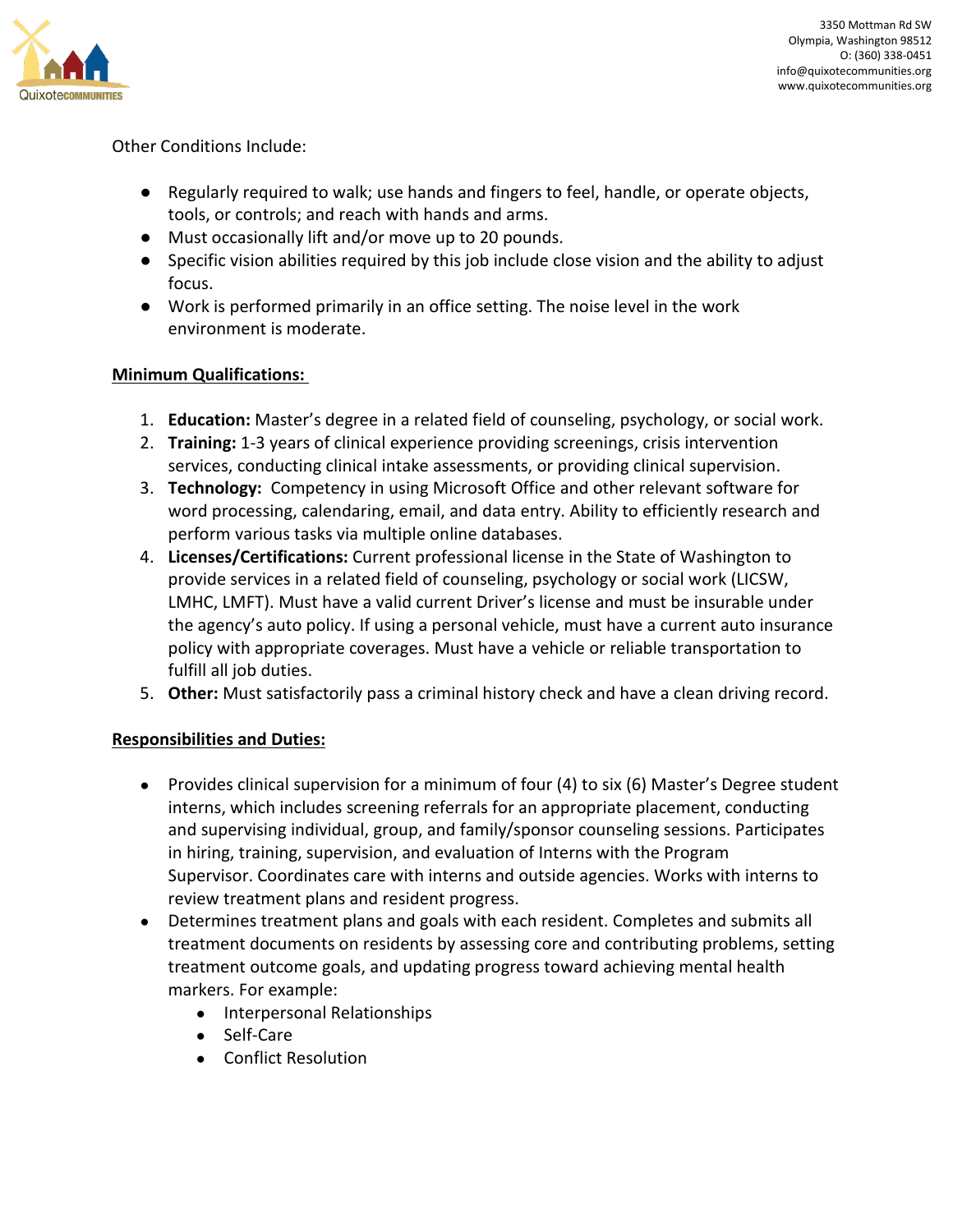Other Conditions Include:

- Regularly required to walk; use hands and fingers to feel, handle, or operate objects, tools, or controls; and reach with hands and arms.
- Must occasionally lift and/or move up to 20 pounds.
- Specific vision abilities required by this job include close vision and the ability to adjust focus.
- Work is performed primarily in an office setting. The noise level in the work environment is moderate.

**Minimum Qualifications:**

1. **Education:** Master's degree in a related field of counseling, psychology, or social work.
2. **Training:** 1-3 years of clinical experience providing screenings, crisis intervention services, conducting clinical intake assessments, or providing clinical supervision.
3. **Technology:** Competency in using Microsoft Office and other relevant software for word processing, calendaring, email, and data entry. Ability to efficiently research and perform various tasks via multiple online databases.
4. **Licenses/Certifications:** Current professional license in the State of Washington to provide services in a related field of counseling, psychology or social work (LICSW, LMHC, LMFT). Must have a valid current Driver's license and must be insurable under the agency's auto policy. If using a personal vehicle, must have a current auto insurance policy with appropriate coverages. Must have a vehicle or reliable transportation to fulfill all job duties.
5. **Other:** Must satisfactorily pass a criminal history check and have a clean driving record.

**Responsibilities and Duties:**

- Provides clinical supervision for a minimum of four (4) to six (6) Master's Degree student interns, which includes screening referrals for an appropriate placement, conducting and supervising individual, group, and family/sponsor counseling sessions. Participates in hiring, training, supervision, and evaluation of Interns with the Program Supervisor. Coordinates care with interns and outside agencies. Works with interns to review treatment plans and resident progress.
- Determines treatment plans and goals with each resident. Completes and submits all treatment documents on residents by assessing core and contributing problems, setting treatment outcome goals, and updating progress toward achieving mental health markers. For example:
  - Interpersonal Relationships
  - Self-Care
  - Conflict Resolution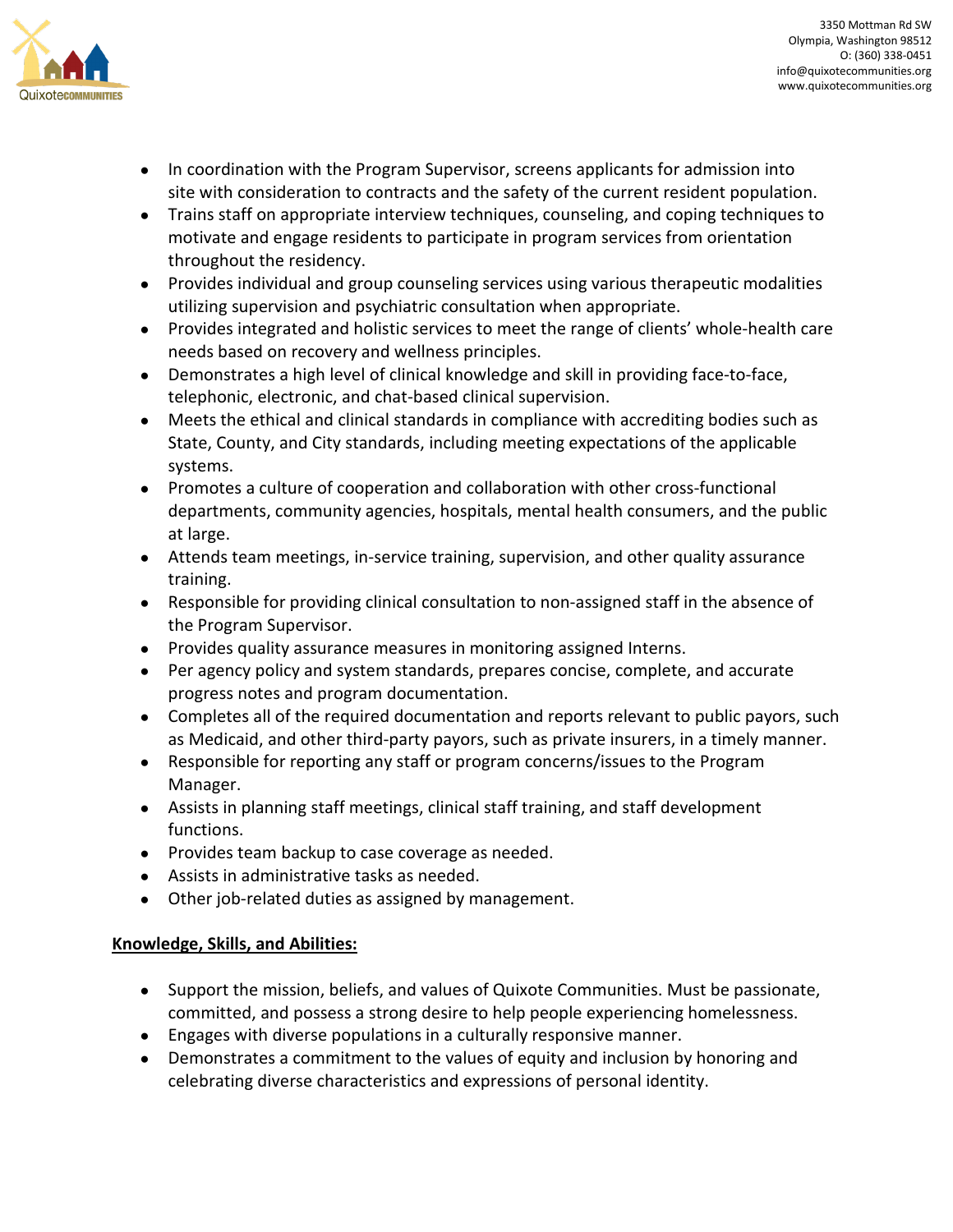- In coordination with the Program Supervisor, screens applicants for admission into site with consideration to contracts and the safety of the current resident population.
- Trains staff on appropriate interview techniques, counseling, and coping techniques to motivate and engage residents to participate in program services from orientation throughout the residency.
- Provides individual and group counseling services using various therapeutic modalities utilizing supervision and psychiatric consultation when appropriate.
- Provides integrated and holistic services to meet the range of clients' whole-health care needs based on recovery and wellness principles.
- Demonstrates a high level of clinical knowledge and skill in providing face-to-face, telephonic, electronic, and chat-based clinical supervision.
- Meets the ethical and clinical standards in compliance with accrediting bodies such as State, County, and City standards, including meeting expectations of the applicable systems.
- Promotes a culture of cooperation and collaboration with other cross-functional departments, community agencies, hospitals, mental health consumers, and the public at large.
- Attends team meetings, in-service training, supervision, and other quality assurance training.
- Responsible for providing clinical consultation to non-assigned staff in the absence of the Program Supervisor.
- Provides quality assurance measures in monitoring assigned Interns.
- Per agency policy and system standards, prepares concise, complete, and accurate progress notes and program documentation.
- Completes all of the required documentation and reports relevant to public payors, such as Medicaid, and other third-party payors, such as private insurers, in a timely manner.
- Responsible for reporting any staff or program concerns/issues to the Program Manager.
- Assists in planning staff meetings, clinical staff training, and staff development functions.
- Provides team backup to case coverage as needed.
- Assists in administrative tasks as needed.
- Other job-related duties as assigned by management.

## Knowledge, Skills, and Abilities:

- Support the mission, beliefs, and values of Quixote Communities. Must be passionate, committed, and possess a strong desire to help people experiencing homelessness.
- Engages with diverse populations in a culturally responsive manner.
- Demonstrates a commitment to the values of equity and inclusion by honoring and celebrating diverse characteristics and expressions of personal identity.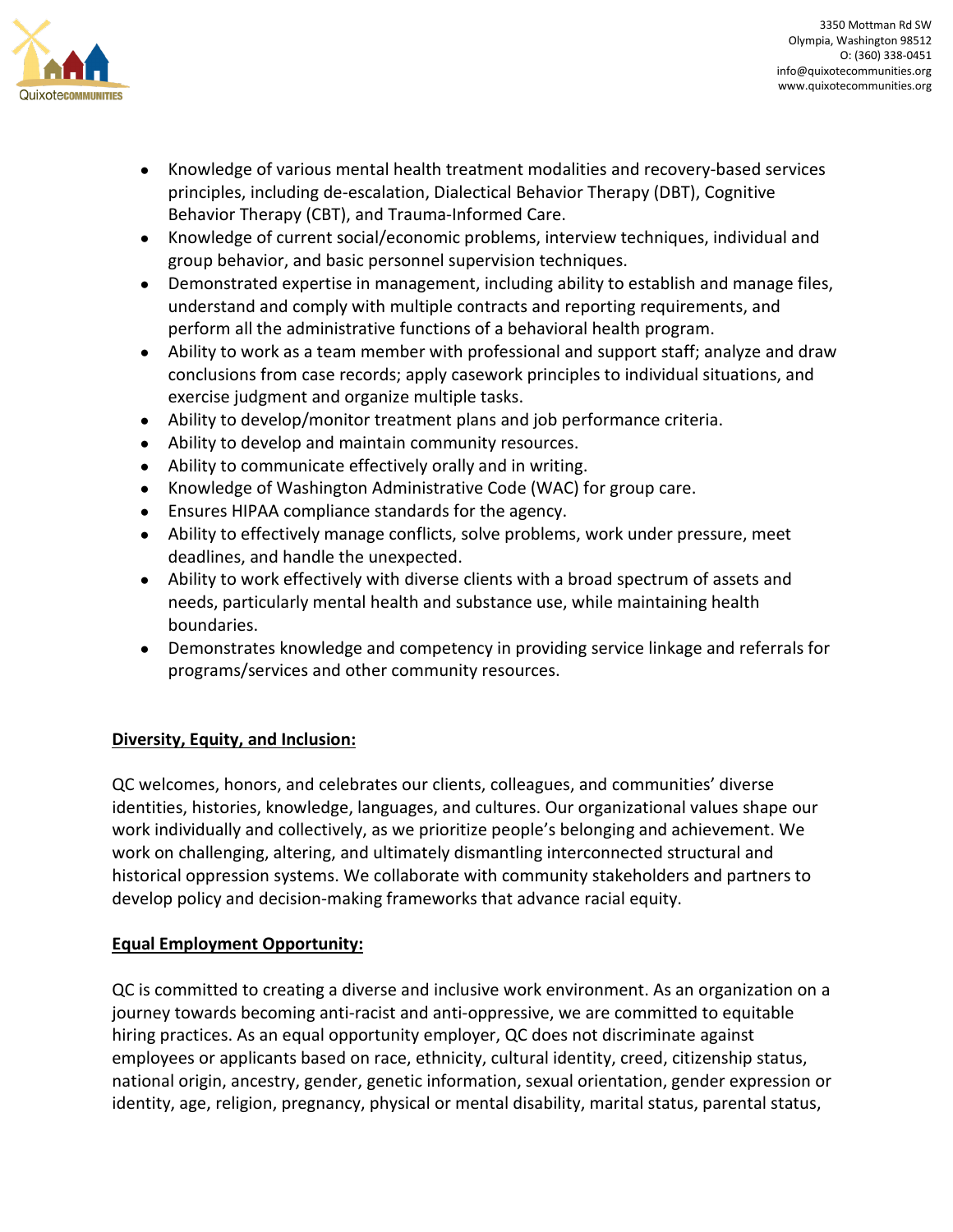- Knowledge of various mental health treatment modalities and recovery-based services principles, including de-escalation, Dialectical Behavior Therapy (DBT), Cognitive Behavior Therapy (CBT), and Trauma-Informed Care.
- Knowledge of current social/economic problems, interview techniques, individual and group behavior, and basic personnel supervision techniques.
- Demonstrated expertise in management, including ability to establish and manage files, understand and comply with multiple contracts and reporting requirements, and perform all the administrative functions of a behavioral health program.
- Ability to work as a team member with professional and support staff; analyze and draw conclusions from case records; apply casework principles to individual situations, and exercise judgment and organize multiple tasks.
- Ability to develop/monitor treatment plans and job performance criteria.
- Ability to develop and maintain community resources.
- Ability to communicate effectively orally and in writing.
- Knowledge of Washington Administrative Code (WAC) for group care.
- Ensures HIPAA compliance standards for the agency.
- Ability to effectively manage conflicts, solve problems, work under pressure, meet deadlines, and handle the unexpected.
- Ability to work effectively with diverse clients with a broad spectrum of assets and needs, particularly mental health and substance use, while maintaining health boundaries.
- Demonstrates knowledge and competency in providing service linkage and referrals for programs/services and other community resources.

**Diversity, Equity, and Inclusion:**

QC welcomes, honors, and celebrates our clients, colleagues, and communities' diverse identities, histories, knowledge, languages, and cultures. Our organizational values shape our work individually and collectively, as we prioritize people's belonging and achievement. We work on challenging, altering, and ultimately dismantling interconnected structural and historical oppression systems. We collaborate with community stakeholders and partners to develop policy and decision-making frameworks that advance racial equity.

**Equal Employment Opportunity:**

QC is committed to creating a diverse and inclusive work environment. As an organization on a journey towards becoming anti-racist and anti-oppressive, we are committed to equitable hiring practices. As an equal opportunity employer, QC does not discriminate against employees or applicants based on race, ethnicity, cultural identity, creed, citizenship status, national origin, ancestry, gender, genetic information, sexual orientation, gender expression or identity, age, religion, pregnancy, physical or mental disability, marital status, parental status,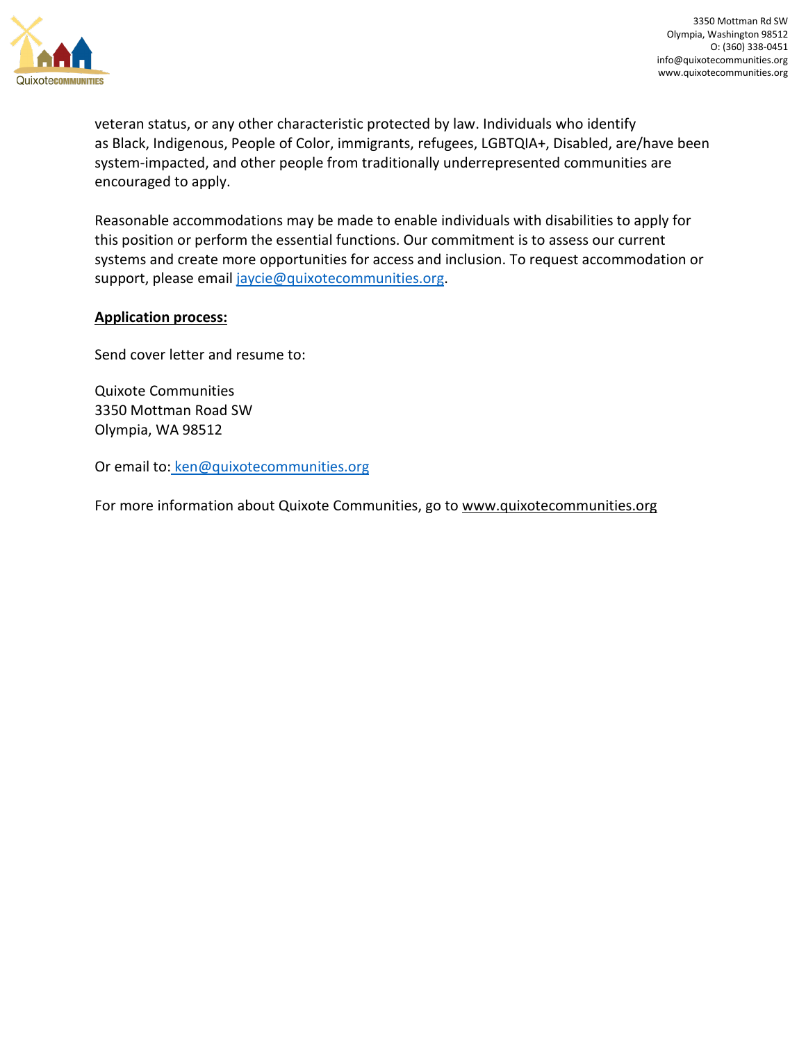veteran status, or any other characteristic protected by law. Individuals who identify as Black, Indigenous, People of Color, immigrants, refugees, LGBTQIA+, Disabled, are/have been system-impacted, and other people from traditionally underrepresented communities are encouraged to apply.

Reasonable accommodations may be made to enable individuals with disabilities to apply for this position or perform the essential functions. Our commitment is to assess our current systems and create more opportunities for access and inclusion. To request accommodation or support, please email jaycie@quixotecommunities.org.

**<u>Application process:</u>**

Send cover letter and resume to:

Quixote Communities
3350 Mottman Road SW
Olympia, WA 98512

Or email to: ken@quixotecommunities.org

For more information about Quixote Communities, go to www.quixotecommunities.org